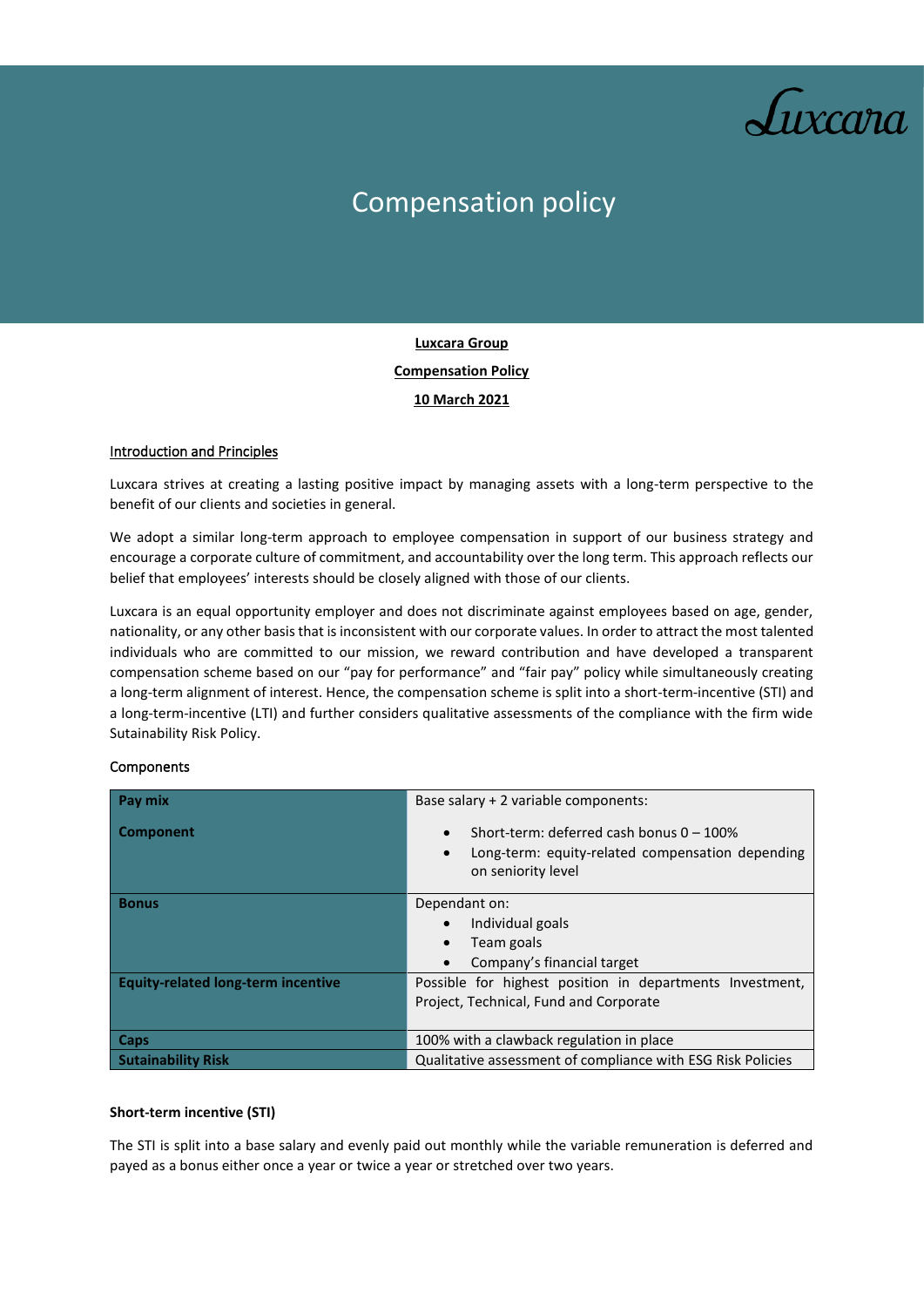# Compensation policy

**Luxcara Group**

**Compensation Policy**

**10 March 2021**

## Introduction and Principles

Luxcara strives at creating a lasting positive impact by managing assets with a long-term perspective to the benefit of our clients and societies in general.

We adopt a similar long-term approach to employee compensation in support of our business strategy and encourage a corporate culture of commitment, and accountability over the long term. This approach reflects our belief that employees' interests should be closely aligned with those of our clients.

Luxcara is an equal opportunity employer and does not discriminate against employees based on age, gender, nationality, or any other basis that is inconsistent with our corporate values. In order to attract the most talented individuals who are committed to our mission, we reward contribution and have developed a transparent compensation scheme based on our "pay for performance" and "fair pay" policy while simultaneously creating a long-term alignment of interest. Hence, the compensation scheme is split into a short-term-incentive (STI) and a long-term-incentive (LTI) and further considers qualitative assessments of the compliance with the firm wide Sutainability Risk Policy.

## Components

| **Pay mix** / **Component** | Base salary + 2 variable components: <br>• Short-term: deferred cash bonus 0 – 100% <br>• Long-term: equity-related compensation depending on seniority level |
|---|---|
| **Bonus** | Dependant on: <br>• Individual goals <br>• Team goals <br>• Company's financial target |
| **Equity-related long-term incentive** | Possible for highest position in departments Investment, Project, Technical, Fund and Corporate |
| **Caps** | 100% with a clawback regulation in place |
| **Sutainability Risk** | Qualitative assessment of compliance with ESG Risk Policies |

**Short-term incentive (STI)**

The STI is split into a base salary and evenly paid out monthly while the variable remuneration is deferred and payed as a bonus either once a year or twice a year or stretched over two years.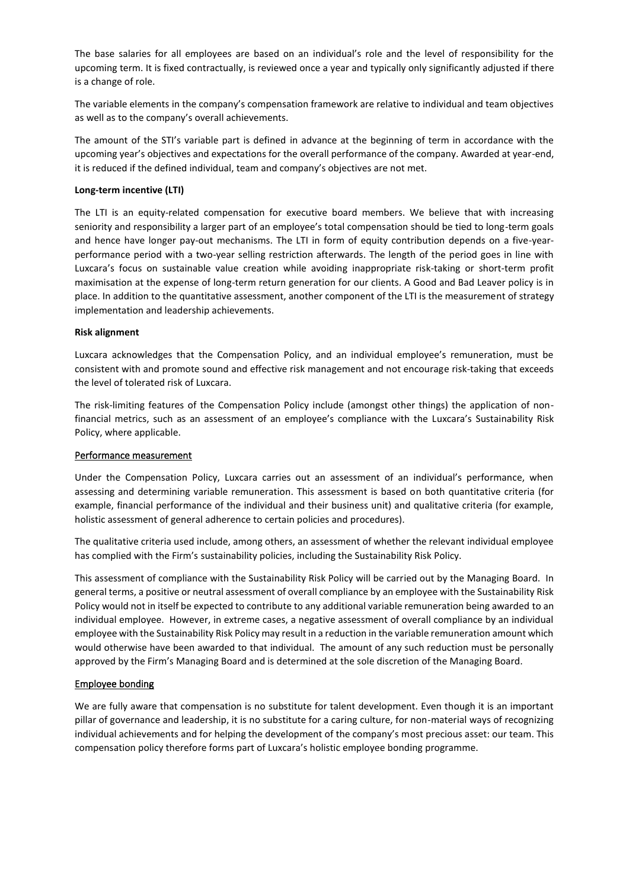The base salaries for all employees are based on an individual's role and the level of responsibility for the upcoming term. It is fixed contractually, is reviewed once a year and typically only significantly adjusted if there is a change of role.

The variable elements in the company's compensation framework are relative to individual and team objectives as well as to the company's overall achievements.

The amount of the STI's variable part is defined in advance at the beginning of term in accordance with the upcoming year's objectives and expectations for the overall performance of the company. Awarded at year-end, it is reduced if the defined individual, team and company's objectives are not met.

**Long-term incentive (LTI)**

The LTI is an equity-related compensation for executive board members. We believe that with increasing seniority and responsibility a larger part of an employee's total compensation should be tied to long-term goals and hence have longer pay-out mechanisms. The LTI in form of equity contribution depends on a five-year-performance period with a two-year selling restriction afterwards. The length of the period goes in line with Luxcara's focus on sustainable value creation while avoiding inappropriate risk-taking or short-term profit maximisation at the expense of long-term return generation for our clients. A Good and Bad Leaver policy is in place. In addition to the quantitative assessment, another component of the LTI is the measurement of strategy implementation and leadership achievements.

**Risk alignment**

Luxcara acknowledges that the Compensation Policy, and an individual employee's remuneration, must be consistent with and promote sound and effective risk management and not encourage risk-taking that exceeds the level of tolerated risk of Luxcara.

The risk-limiting features of the Compensation Policy include (amongst other things) the application of non-financial metrics, such as an assessment of an employee's compliance with the Luxcara's Sustainability Risk Policy, where applicable.

## Performance measurement

Under the Compensation Policy, Luxcara carries out an assessment of an individual's performance, when assessing and determining variable remuneration. This assessment is based on both quantitative criteria (for example, financial performance of the individual and their business unit) and qualitative criteria (for example, holistic assessment of general adherence to certain policies and procedures).

The qualitative criteria used include, among others, an assessment of whether the relevant individual employee has complied with the Firm's sustainability policies, including the Sustainability Risk Policy.

This assessment of compliance with the Sustainability Risk Policy will be carried out by the Managing Board. In general terms, a positive or neutral assessment of overall compliance by an employee with the Sustainability Risk Policy would not in itself be expected to contribute to any additional variable remuneration being awarded to an individual employee. However, in extreme cases, a negative assessment of overall compliance by an individual employee with the Sustainability Risk Policy may result in a reduction in the variable remuneration amount which would otherwise have been awarded to that individual. The amount of any such reduction must be personally approved by the Firm's Managing Board and is determined at the sole discretion of the Managing Board.

## Employee bonding

We are fully aware that compensation is no substitute for talent development. Even though it is an important pillar of governance and leadership, it is no substitute for a caring culture, for non-material ways of recognizing individual achievements and for helping the development of the company's most precious asset: our team. This compensation policy therefore forms part of Luxcara's holistic employee bonding programme.